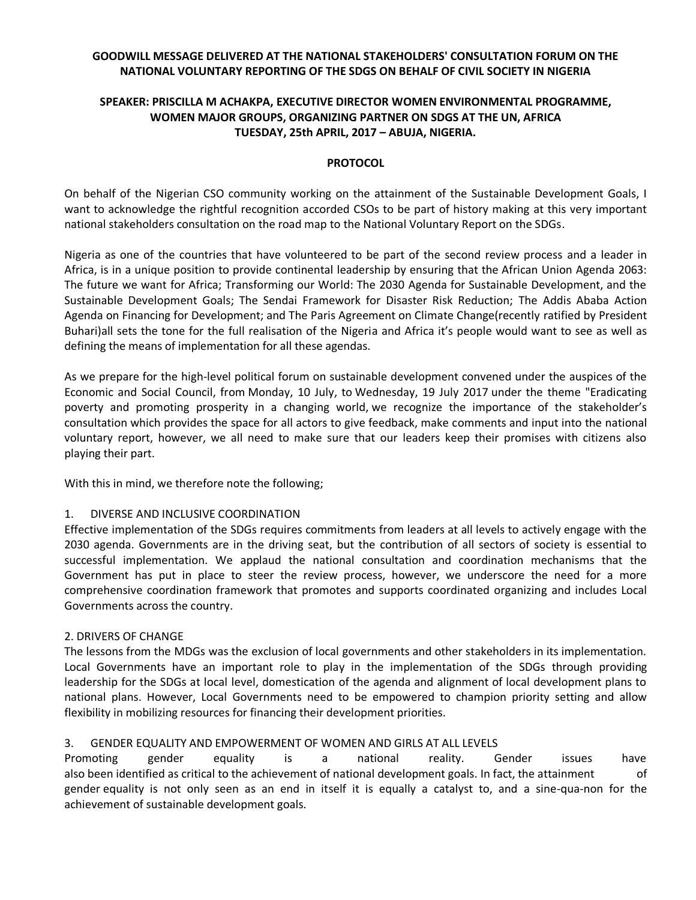**GOODWILL MESSAGE DELIVERED AT THE NATIONAL STAKEHOLDERS' CONSULTATION FORUM ON THE NATIONAL VOLUNTARY REPORTING OF THE SDGS ON BEHALF OF CIVIL SOCIETY IN NIGERIA**

**SPEAKER: PRISCILLA M ACHAKPA, EXECUTIVE DIRECTOR WOMEN ENVIRONMENTAL PROGRAMME, WOMEN MAJOR GROUPS, ORGANIZING PARTNER ON SDGS AT THE UN, AFRICA TUESDAY, 25th APRIL, 2017 – ABUJA, NIGERIA.**

**PROTOCOL**

On behalf of the Nigerian CSO community working on the attainment of the Sustainable Development Goals, I want to acknowledge the rightful recognition accorded CSOs to be part of history making at this very important national stakeholders consultation on the road map to the National Voluntary Report on the SDGs.

Nigeria as one of the countries that have volunteered to be part of the second review process and a leader in Africa, is in a unique position to provide continental leadership by ensuring that the African Union Agenda 2063: The future we want for Africa; Transforming our World: The 2030 Agenda for Sustainable Development, and the Sustainable Development Goals; The Sendai Framework for Disaster Risk Reduction; The Addis Ababa Action Agenda on Financing for Development; and The Paris Agreement on Climate Change(recently ratified by President Buhari)all sets the tone for the full realisation of the Nigeria and Africa it's people would want to see as well as defining the means of implementation for all these agendas.

As we prepare for the high-level political forum on sustainable development convened under the auspices of the Economic and Social Council, from Monday, 10 July, to Wednesday, 19 July 2017 under the theme "Eradicating poverty and promoting prosperity in a changing world, we recognize the importance of the stakeholder's consultation which provides the space for all actors to give feedback, make comments and input into the national voluntary report, however, we all need to make sure that our leaders keep their promises with citizens also playing their part.

With this in mind, we therefore note the following;

1. DIVERSE AND INCLUSIVE COORDINATION

Effective implementation of the SDGs requires commitments from leaders at all levels to actively engage with the 2030 agenda. Governments are in the driving seat, but the contribution of all sectors of society is essential to successful implementation. We applaud the national consultation and coordination mechanisms that the Government has put in place to steer the review process, however, we underscore the need for a more comprehensive coordination framework that promotes and supports coordinated organizing and includes Local Governments across the country.

2. DRIVERS OF CHANGE

The lessons from the MDGs was the exclusion of local governments and other stakeholders in its implementation. Local Governments have an important role to play in the implementation of the SDGs through providing leadership for the SDGs at local level, domestication of the agenda and alignment of local development plans to national plans. However, Local Governments need to be empowered to champion priority setting and allow flexibility in mobilizing resources for financing their development priorities.

3. GENDER EQUALITY AND EMPOWERMENT OF WOMEN AND GIRLS AT ALL LEVELS

Promoting gender equality is a national reality. Gender issues have also been identified as critical to the achievement of national development goals. In fact, the attainment of gender equality is not only seen as an end in itself it is equally a catalyst to, and a sine-qua-non for the achievement of sustainable development goals.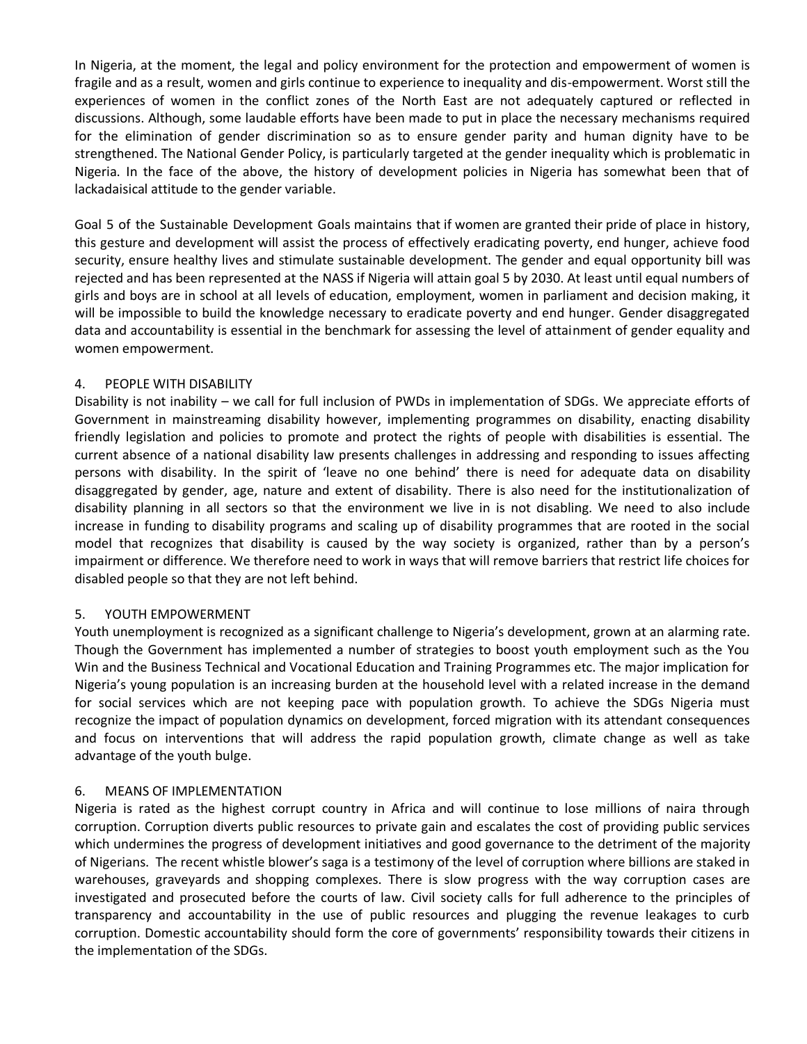In Nigeria, at the moment, the legal and policy environment for the protection and empowerment of women is fragile and as a result, women and girls continue to experience to inequality and dis-empowerment. Worst still the experiences of women in the conflict zones of the North East are not adequately captured or reflected in discussions. Although, some laudable efforts have been made to put in place the necessary mechanisms required for the elimination of gender discrimination so as to ensure gender parity and human dignity have to be strengthened. The National Gender Policy, is particularly targeted at the gender inequality which is problematic in Nigeria. In the face of the above, the history of development policies in Nigeria has somewhat been that of lackadaisical attitude to the gender variable.

Goal 5 of the Sustainable Development Goals maintains that if women are granted their pride of place in history, this gesture and development will assist the process of effectively eradicating poverty, end hunger, achieve food security, ensure healthy lives and stimulate sustainable development. The gender and equal opportunity bill was rejected and has been represented at the NASS if Nigeria will attain goal 5 by 2030. At least until equal numbers of girls and boys are in school at all levels of education, employment, women in parliament and decision making, it will be impossible to build the knowledge necessary to eradicate poverty and end hunger. Gender disaggregated data and accountability is essential in the benchmark for assessing the level of attainment of gender equality and women empowerment.

## 4. PEOPLE WITH DISABILITY

Disability is not inability – we call for full inclusion of PWDs in implementation of SDGs. We appreciate efforts of Government in mainstreaming disability however, implementing programmes on disability, enacting disability friendly legislation and policies to promote and protect the rights of people with disabilities is essential. The current absence of a national disability law presents challenges in addressing and responding to issues affecting persons with disability. In the spirit of 'leave no one behind' there is need for adequate data on disability disaggregated by gender, age, nature and extent of disability. There is also need for the institutionalization of disability planning in all sectors so that the environment we live in is not disabling. We need to also include increase in funding to disability programs and scaling up of disability programmes that are rooted in the social model that recognizes that disability is caused by the way society is organized, rather than by a person's impairment or difference. We therefore need to work in ways that will remove barriers that restrict life choices for disabled people so that they are not left behind.

## 5. YOUTH EMPOWERMENT

Youth unemployment is recognized as a significant challenge to Nigeria's development, grown at an alarming rate. Though the Government has implemented a number of strategies to boost youth employment such as the You Win and the Business Technical and Vocational Education and Training Programmes etc. The major implication for Nigeria's young population is an increasing burden at the household level with a related increase in the demand for social services which are not keeping pace with population growth. To achieve the SDGs Nigeria must recognize the impact of population dynamics on development, forced migration with its attendant consequences and focus on interventions that will address the rapid population growth, climate change as well as take advantage of the youth bulge.

## 6. MEANS OF IMPLEMENTATION

Nigeria is rated as the highest corrupt country in Africa and will continue to lose millions of naira through corruption. Corruption diverts public resources to private gain and escalates the cost of providing public services which undermines the progress of development initiatives and good governance to the detriment of the majority of Nigerians. The recent whistle blower's saga is a testimony of the level of corruption where billions are staked in warehouses, graveyards and shopping complexes. There is slow progress with the way corruption cases are investigated and prosecuted before the courts of law. Civil society calls for full adherence to the principles of transparency and accountability in the use of public resources and plugging the revenue leakages to curb corruption. Domestic accountability should form the core of governments' responsibility towards their citizens in the implementation of the SDGs.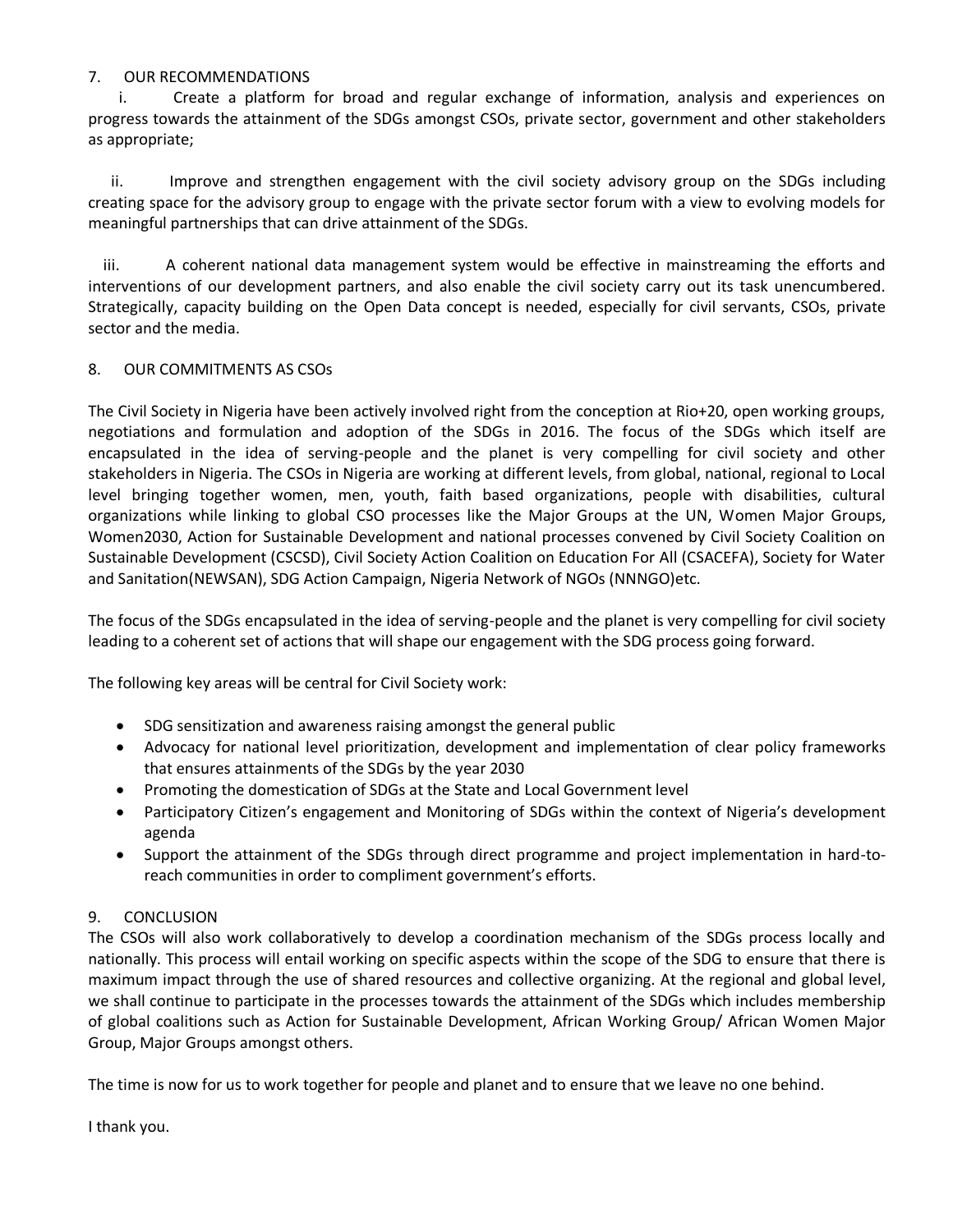## 7. OUR RECOMMENDATIONS

i. Create a platform for broad and regular exchange of information, analysis and experiences on progress towards the attainment of the SDGs amongst CSOs, private sector, government and other stakeholders as appropriate;

ii. Improve and strengthen engagement with the civil society advisory group on the SDGs including creating space for the advisory group to engage with the private sector forum with a view to evolving models for meaningful partnerships that can drive attainment of the SDGs.

iii. A coherent national data management system would be effective in mainstreaming the efforts and interventions of our development partners, and also enable the civil society carry out its task unencumbered. Strategically, capacity building on the Open Data concept is needed, especially for civil servants, CSOs, private sector and the media.

## 8. OUR COMMITMENTS AS CSOs

The Civil Society in Nigeria have been actively involved right from the conception at Rio+20, open working groups, negotiations and formulation and adoption of the SDGs in 2016. The focus of the SDGs which itself are encapsulated in the idea of serving-people and the planet is very compelling for civil society and other stakeholders in Nigeria. The CSOs in Nigeria are working at different levels, from global, national, regional to Local level bringing together women, men, youth, faith based organizations, people with disabilities, cultural organizations while linking to global CSO processes like the Major Groups at the UN, Women Major Groups, Women2030, Action for Sustainable Development and national processes convened by Civil Society Coalition on Sustainable Development (CSCSD), Civil Society Action Coalition on Education For All (CSACEFA), Society for Water and Sanitation(NEWSAN), SDG Action Campaign, Nigeria Network of NGOs (NNNGO)etc.

The focus of the SDGs encapsulated in the idea of serving-people and the planet is very compelling for civil society leading to a coherent set of actions that will shape our engagement with the SDG process going forward.

The following key areas will be central for Civil Society work:

- SDG sensitization and awareness raising amongst the general public
- Advocacy for national level prioritization, development and implementation of clear policy frameworks that ensures attainments of the SDGs by the year 2030
- Promoting the domestication of SDGs at the State and Local Government level
- Participatory Citizen's engagement and Monitoring of SDGs within the context of Nigeria's development agenda
- Support the attainment of the SDGs through direct programme and project implementation in hard-to-reach communities in order to compliment government's efforts.

## 9. CONCLUSION

The CSOs will also work collaboratively to develop a coordination mechanism of the SDGs process locally and nationally. This process will entail working on specific aspects within the scope of the SDG to ensure that there is maximum impact through the use of shared resources and collective organizing. At the regional and global level, we shall continue to participate in the processes towards the attainment of the SDGs which includes membership of global coalitions such as Action for Sustainable Development, African Working Group/ African Women Major Group, Major Groups amongst others.

The time is now for us to work together for people and planet and to ensure that we leave no one behind.

I thank you.